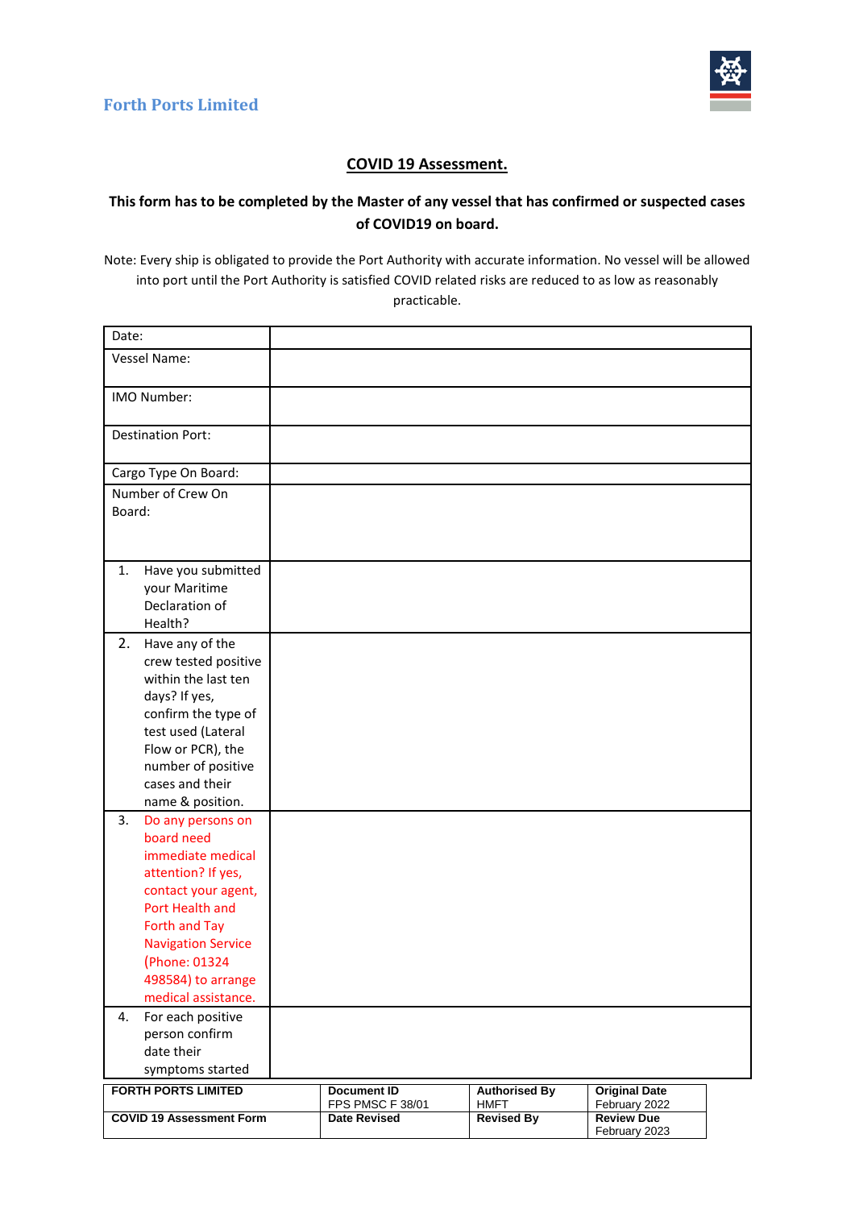Forth Ports Limited

## COVID 19 Assessment.

**This form has to be completed by the Master of any vessel that has confirmed or suspected cases of COVID19 on board.**

Note: Every ship is obligated to provide the Port Authority with accurate information. No vessel will be allowed into port until the Port Authority is satisfied COVID related risks are reduced to as low as reasonably practicable.

| | |
|---|---|
| Date: | |
| Vessel Name: | |
| IMO Number: | |
| Destination Port: | |
| Cargo Type On Board: | |
| Number of Crew On Board: | |
| 1. Have you submitted your Maritime Declaration of Health? | |
| 2. Have any of the crew tested positive within the last ten days? If yes, confirm the type of test used (Lateral Flow or PCR), the number of positive cases and their name & position. | |
| 3. Do any persons on board need immediate medical attention? If yes, contact your agent, Port Health and Forth and Tay Navigation Service (Phone: 01324 498584) to arrange medical assistance. | |
| 4. For each positive person confirm date their symptoms started | |

| FORTH PORTS LIMITED | Document ID<br>FPS PMSC F 38/01 | Authorised By<br>HMFT | Original Date<br>February 2022 |
|---|---|---|---|
| COVID 19 Assessment Form | Date Revised | Revised By | Review Due<br>February 2023 |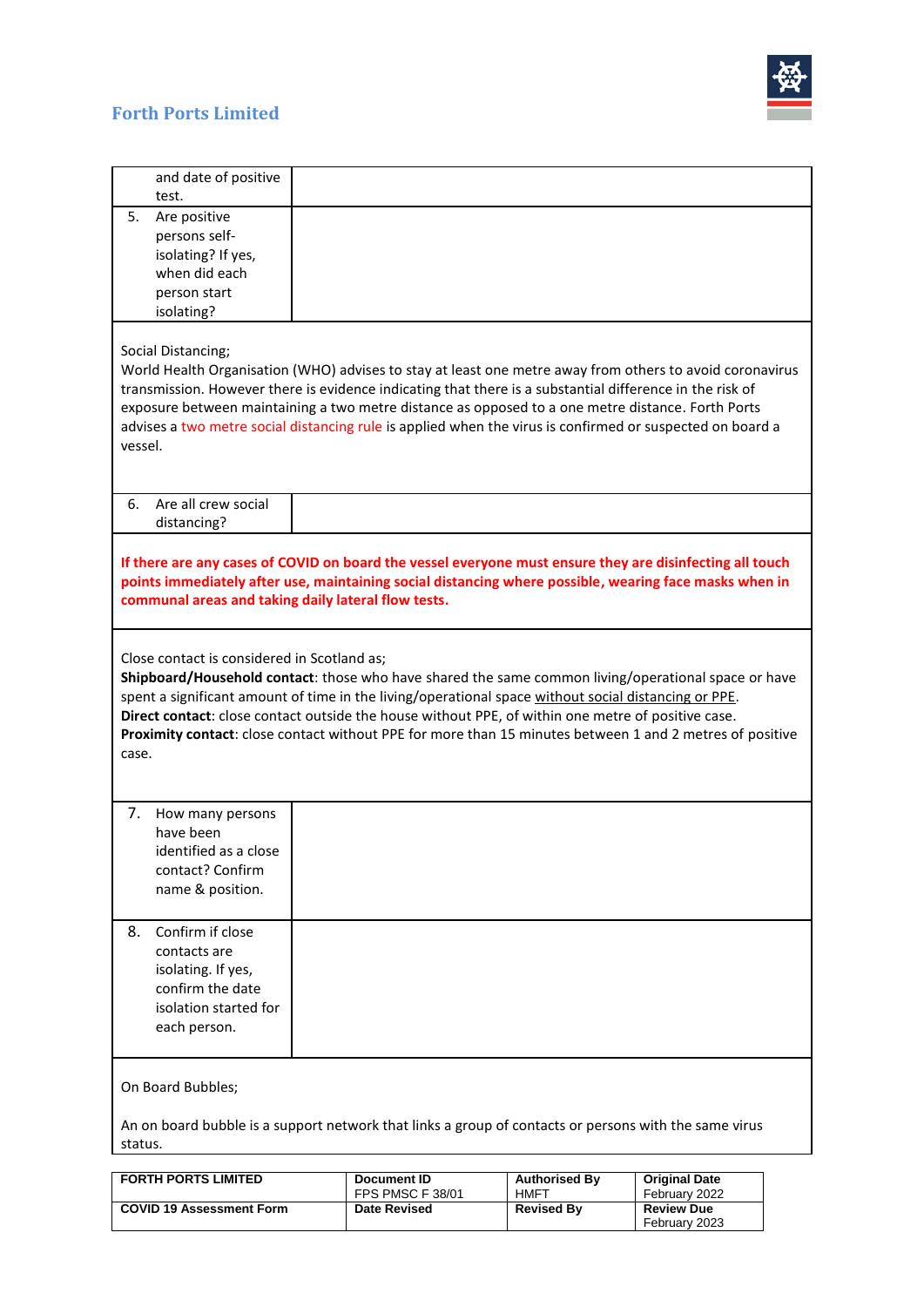| | |
|---|---|
| and date of positive test. | |
| 5. Are positive persons self-isolating? If yes, when did each person start isolating? | |

Social Distancing;

World Health Organisation (WHO) advises to stay at least one metre away from others to avoid coronavirus transmission. However there is evidence indicating that there is a substantial difference in the risk of exposure between maintaining a two metre distance as opposed to a one metre distance. Forth Ports advises a two metre social distancing rule is applied when the virus is confirmed or suspected on board a vessel.

| | |
|---|---|
| 6. Are all crew social distancing? | |

**If there are any cases of COVID on board the vessel everyone must ensure they are disinfecting all touch points immediately after use, maintaining social distancing where possible, wearing face masks when in communal areas and taking daily lateral flow tests.**

Close contact is considered in Scotland as;

**Shipboard/Household contact**: those who have shared the same common living/operational space or have spent a significant amount of time in the living/operational space without social distancing or PPE.

**Direct contact**: close contact outside the house without PPE, of within one metre of positive case.

**Proximity contact**: close contact without PPE for more than 15 minutes between 1 and 2 metres of positive case.

| | |
|---|---|
| 7. How many persons have been identified as a close contact? Confirm name & position. | |
| 8. Confirm if close contacts are isolating. If yes, confirm the date isolation started for each person. | |

On Board Bubbles;

An on board bubble is a support network that links a group of contacts or persons with the same virus status.

| FORTH PORTS LIMITED | Document ID FPS PMSC F 38/01 | Authorised By HMFT | Original Date February 2022 |
|---|---|---|---|
| COVID 19 Assessment Form | Date Revised | Revised By | Review Due February 2023 |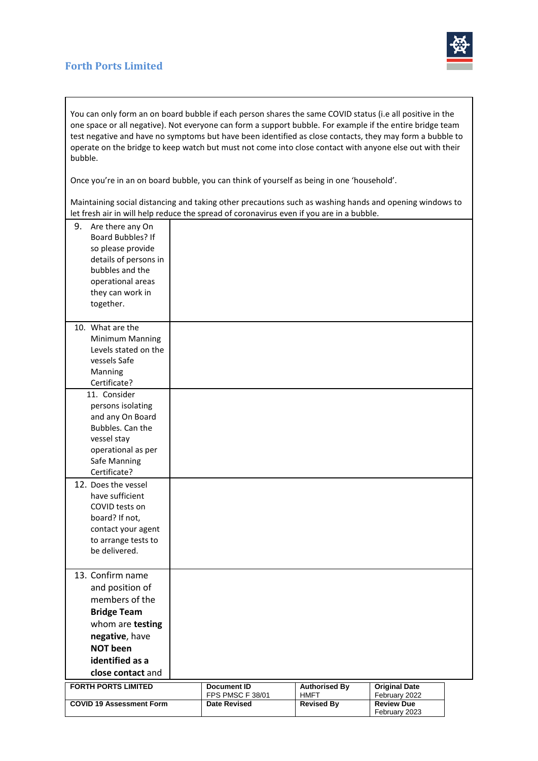You can only form an on board bubble if each person shares the same COVID status (i.e all positive in the one space or all negative). Not everyone can form a support bubble. For example if the entire bridge team test negative and have no symptoms but have been identified as close contacts, they may form a bubble to operate on the bridge to keep watch but must not come into close contact with anyone else out with their bubble.

Once you're in an on board bubble, you can think of yourself as being in one 'household'.

Maintaining social distancing and taking other precautions such as washing hands and opening windows to let fresh air in will help reduce the spread of coronavirus even if you are in a bubble.

| | |
|---|---|
| 9. Are there any On Board Bubbles? If so please provide details of persons in bubbles and the operational areas they can work in together. | |
| 10. What are the Minimum Manning Levels stated on the vessels Safe Manning Certificate? | |
| 11. Consider persons isolating and any On Board Bubbles. Can the vessel stay operational as per Safe Manning Certificate? | |
| 12. Does the vessel have sufficient COVID tests on board? If not, contact your agent to arrange tests to be delivered. | |
| 13. Confirm name and position of members of the **Bridge Team** whom are **testing negative**, have **NOT been identified as a close contact** and | |

| FORTH PORTS LIMITED | Document ID FPS PMSC F 38/01 | Authorised By HMFT | Original Date February 2022 |
|---|---|---|---|
| COVID 19 Assessment Form | Date Revised | Revised By | Review Due February 2023 |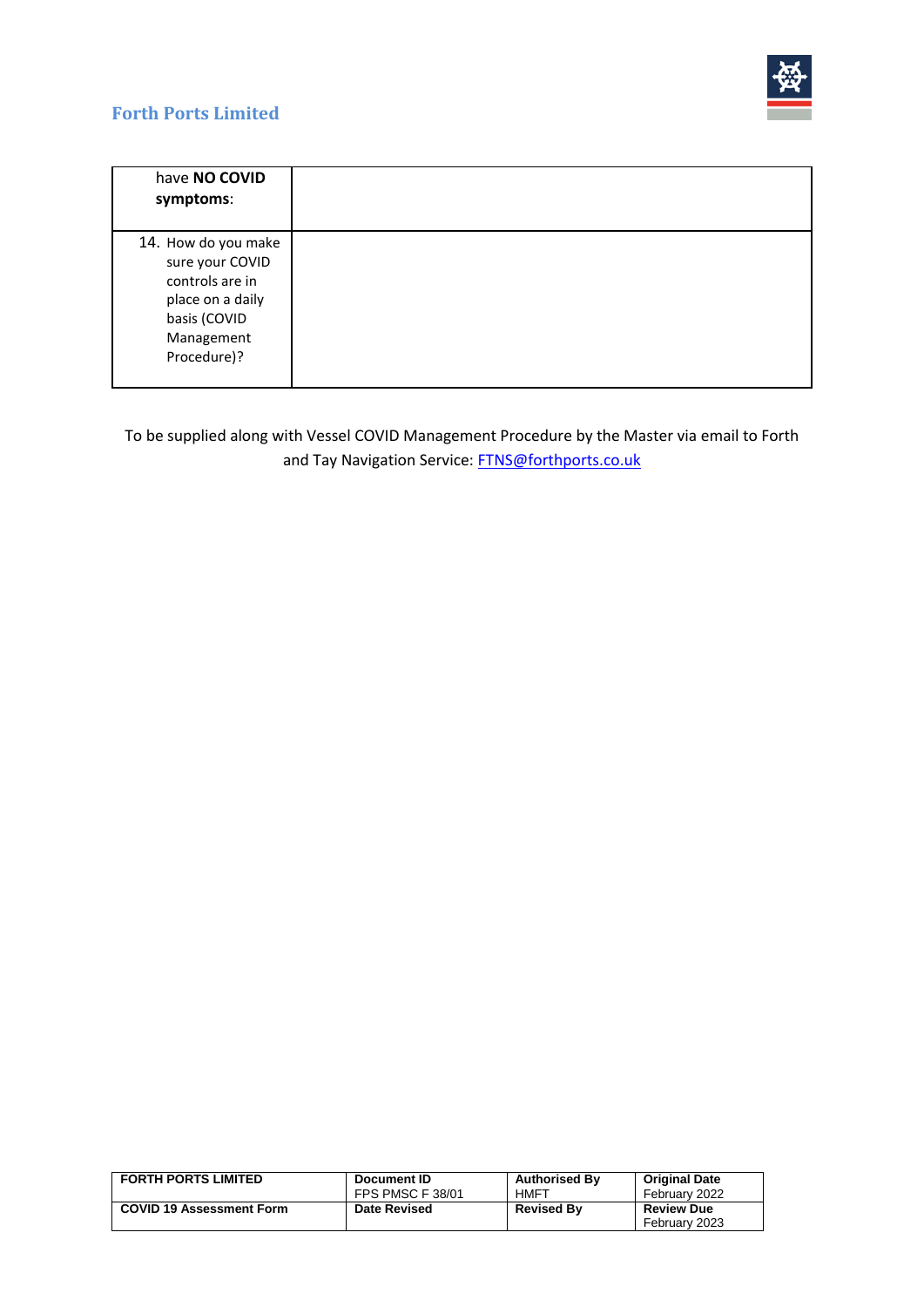| | |
|---|---|
| have **NO COVID symptoms**: | |
| 14. How do you make sure your COVID controls are in place on a daily basis (COVID Management Procedure)? | |

To be supplied along with Vessel COVID Management Procedure by the Master via email to Forth and Tay Navigation Service: FTNS@forthports.co.uk